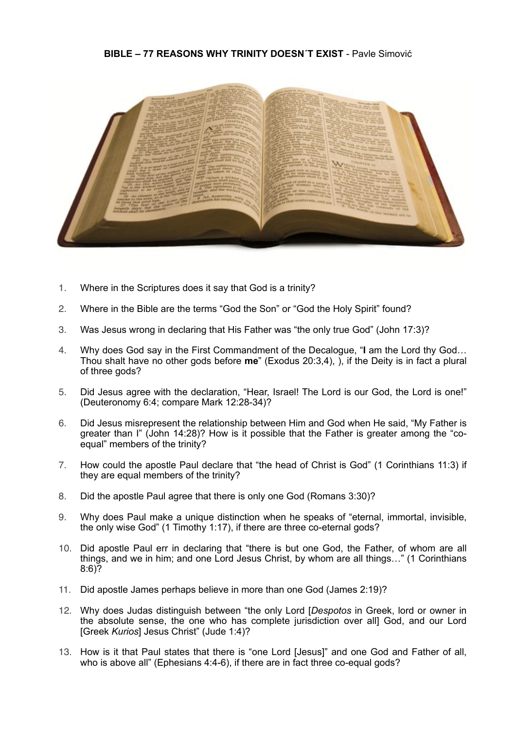**BIBLE – 77 REASONS WHY TRINITY DOESN´T EXIST** - Pavle Simović

1. Where in the Scriptures does it say that God is a trinity?

2. Where in the Bible are the terms “God the Son” or “God the Holy Spirit” found?

3. Was Jesus wrong in declaring that His Father was “the only true God” (John 17:3)?

4. Why does God say in the First Commandment of the Decalogue, “**I** am the Lord thy God… Thou shalt have no other gods before **me**” (Exodus 20:3,4), ), if the Deity is in fact a plural of three gods?

5. Did Jesus agree with the declaration, “Hear, Israel! The Lord is our God, the Lord is one!” (Deuteronomy 6:4; compare Mark 12:28-34)?

6. Did Jesus misrepresent the relationship between Him and God when He said, “My Father is greater than I” (John 14:28)? How is it possible that the Father is greater among the “co-equal” members of the trinity?

7. How could the apostle Paul declare that “the head of Christ is God” (1 Corinthians 11:3) if they are equal members of the trinity?

8. Did the apostle Paul agree that there is only one God (Romans 3:30)?

9. Why does Paul make a unique distinction when he speaks of “eternal, immortal, invisible, the only wise God” (1 Timothy 1:17), if there are three co-eternal gods?

10. Did apostle Paul err in declaring that “there is but one God, the Father, of whom are all things, and we in him; and one Lord Jesus Christ, by whom are all things…” (1 Corinthians 8:6)?

11. Did apostle James perhaps believe in more than one God (James 2:19)?

12. Why does Judas distinguish between “the only Lord [*Despotos* in Greek, lord or owner in the absolute sense, the one who has complete jurisdiction over all] God, and our Lord [Greek *Kurios*] Jesus Christ” (Jude 1:4)?

13. How is it that Paul states that there is “one Lord [Jesus]” and one God and Father of all, who is above all” (Ephesians 4:4-6), if there are in fact three co-equal gods?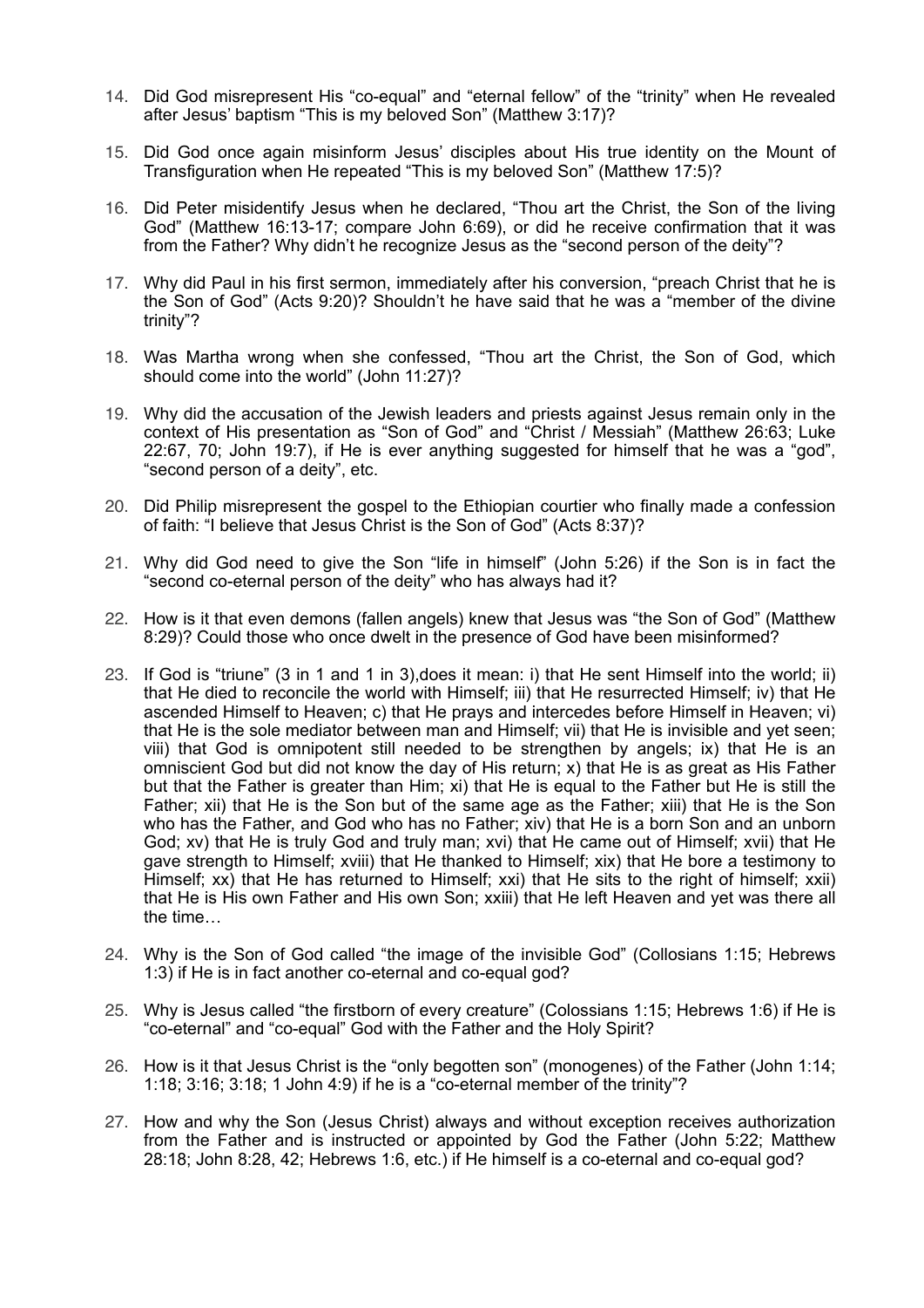14. Did God misrepresent His "co-equal" and "eternal fellow" of the "trinity" when He revealed after Jesus' baptism "This is my beloved Son" (Matthew 3:17)?

15. Did God once again misinform Jesus' disciples about His true identity on the Mount of Transfiguration when He repeated "This is my beloved Son" (Matthew 17:5)?

16. Did Peter misidentify Jesus when he declared, "Thou art the Christ, the Son of the living God" (Matthew 16:13-17; compare John 6:69), or did he receive confirmation that it was from the Father? Why didn't he recognize Jesus as the "second person of the deity"?

17. Why did Paul in his first sermon, immediately after his conversion, "preach Christ that he is the Son of God" (Acts 9:20)? Shouldn't he have said that he was a "member of the divine trinity"?

18. Was Martha wrong when she confessed, "Thou art the Christ, the Son of God, which should come into the world" (John 11:27)?

19. Why did the accusation of the Jewish leaders and priests against Jesus remain only in the context of His presentation as "Son of God" and "Christ / Messiah" (Matthew 26:63; Luke 22:67, 70; John 19:7), if He is ever anything suggested for himself that he was a "god", "second person of a deity", etc.

20. Did Philip misrepresent the gospel to the Ethiopian courtier who finally made a confession of faith: "I believe that Jesus Christ is the Son of God" (Acts 8:37)?

21. Why did God need to give the Son "life in himself" (John 5:26) if the Son is in fact the "second co-eternal person of the deity" who has always had it?

22. How is it that even demons (fallen angels) knew that Jesus was "the Son of God" (Matthew 8:29)? Could those who once dwelt in the presence of God have been misinformed?

23. If God is "triune" (3 in 1 and 1 in 3),does it mean: i) that He sent Himself into the world; ii) that He died to reconcile the world with Himself; iii) that He resurrected Himself; iv) that He ascended Himself to Heaven; c) that He prays and intercedes before Himself in Heaven; vi) that He is the sole mediator between man and Himself; vii) that He is invisible and yet seen; viii) that God is omnipotent still needed to be strengthen by angels; ix) that He is an omniscient God but did not know the day of His return; x) that He is as great as His Father but that the Father is greater than Him; xi) that He is equal to the Father but He is still the Father; xii) that He is the Son but of the same age as the Father; xiii) that He is the Son who has the Father, and God who has no Father; xiv) that He is a born Son and an unborn God; xv) that He is truly God and truly man; xvi) that He came out of Himself; xvii) that He gave strength to Himself; xviii) that He thanked to Himself; xix) that He bore a testimony to Himself; xx) that He has returned to Himself; xxi) that He sits to the right of himself; xxii) that He is His own Father and His own Son; xxiii) that He left Heaven and yet was there all the time…

24. Why is the Son of God called "the image of the invisible God" (Collosians 1:15; Hebrews 1:3) if He is in fact another co-eternal and co-equal god?

25. Why is Jesus called "the firstborn of every creature" (Colossians 1:15; Hebrews 1:6) if He is "co-eternal" and "co-equal" God with the Father and the Holy Spirit?

26. How is it that Jesus Christ is the "only begotten son" (monogenes) of the Father (John 1:14; 1:18; 3:16; 3:18; 1 John 4:9) if he is a "co-eternal member of the trinity"?

27. How and why the Son (Jesus Christ) always and without exception receives authorization from the Father and is instructed or appointed by God the Father (John 5:22; Matthew 28:18; John 8:28, 42; Hebrews 1:6, etc.) if He himself is a co-eternal and co-equal god?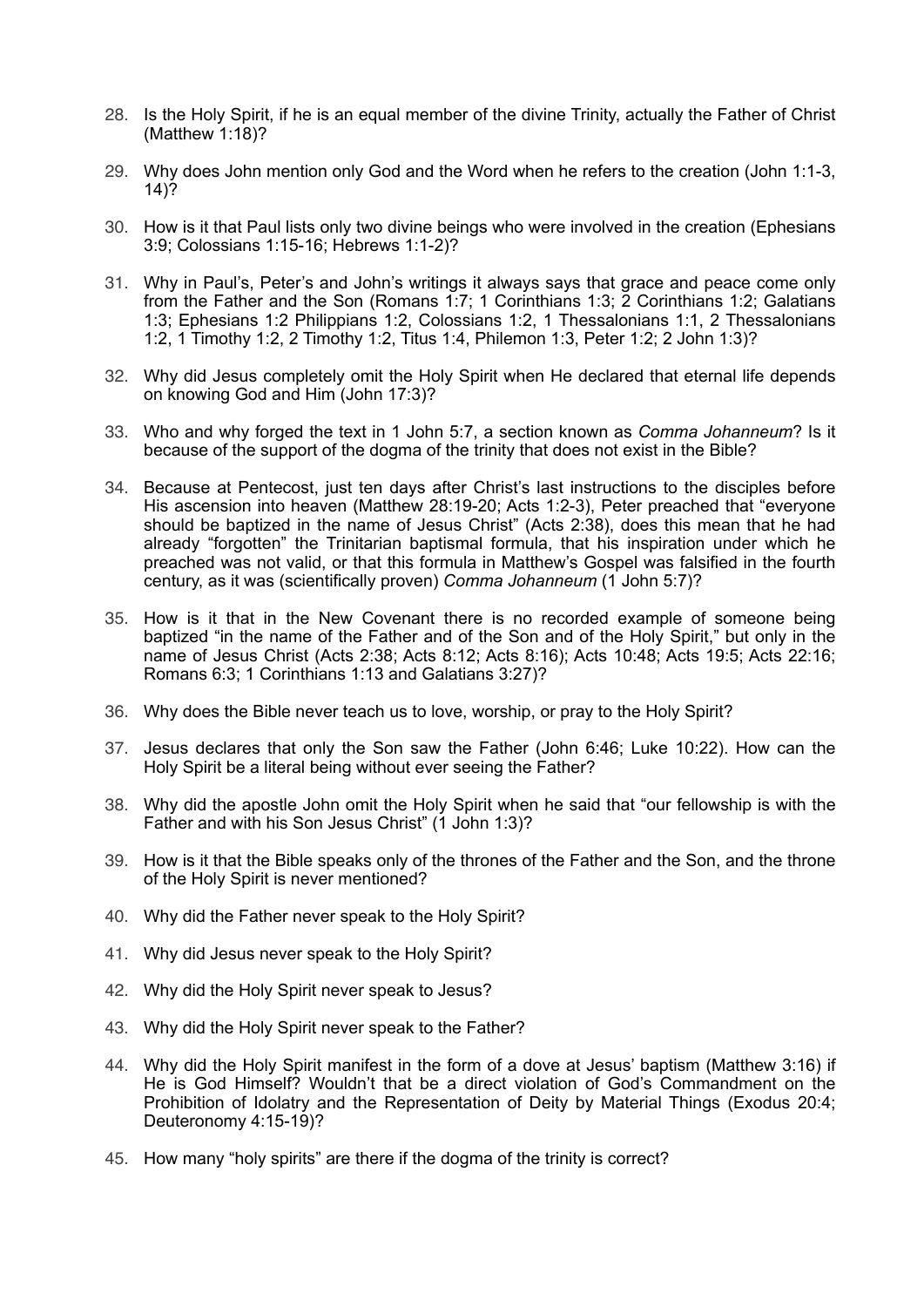28. Is the Holy Spirit, if he is an equal member of the divine Trinity, actually the Father of Christ (Matthew 1:18)?

29. Why does John mention only God and the Word when he refers to the creation (John 1:1-3, 14)?

30. How is it that Paul lists only two divine beings who were involved in the creation (Ephesians 3:9; Colossians 1:15-16; Hebrews 1:1-2)?

31. Why in Paul's, Peter's and John's writings it always says that grace and peace come only from the Father and the Son (Romans 1:7; 1 Corinthians 1:3; 2 Corinthians 1:2; Galatians 1:3; Ephesians 1:2 Philippians 1:2, Colossians 1:2, 1 Thessalonians 1:1, 2 Thessalonians 1:2, 1 Timothy 1:2, 2 Timothy 1:2, Titus 1:4, Philemon 1:3, Peter 1:2; 2 John 1:3)?

32. Why did Jesus completely omit the Holy Spirit when He declared that eternal life depends on knowing God and Him (John 17:3)?

33. Who and why forged the text in 1 John 5:7, a section known as *Comma Johanneum*? Is it because of the support of the dogma of the trinity that does not exist in the Bible?

34. Because at Pentecost, just ten days after Christ's last instructions to the disciples before His ascension into heaven (Matthew 28:19-20; Acts 1:2-3), Peter preached that "everyone should be baptized in the name of Jesus Christ" (Acts 2:38), does this mean that he had already "forgotten" the Trinitarian baptismal formula, that his inspiration under which he preached was not valid, or that this formula in Matthew's Gospel was falsified in the fourth century, as it was (scientifically proven) *Comma Johanneum* (1 John 5:7)?

35. How is it that in the New Covenant there is no recorded example of someone being baptized "in the name of the Father and of the Son and of the Holy Spirit," but only in the name of Jesus Christ (Acts 2:38; Acts 8:12; Acts 8:16); Acts 10:48; Acts 19:5; Acts 22:16; Romans 6:3; 1 Corinthians 1:13 and Galatians 3:27)?

36. Why does the Bible never teach us to love, worship, or pray to the Holy Spirit?

37. Jesus declares that only the Son saw the Father (John 6:46; Luke 10:22). How can the Holy Spirit be a literal being without ever seeing the Father?

38. Why did the apostle John omit the Holy Spirit when he said that "our fellowship is with the Father and with his Son Jesus Christ" (1 John 1:3)?

39. How is it that the Bible speaks only of the thrones of the Father and the Son, and the throne of the Holy Spirit is never mentioned?

40. Why did the Father never speak to the Holy Spirit?

41. Why did Jesus never speak to the Holy Spirit?

42. Why did the Holy Spirit never speak to Jesus?

43. Why did the Holy Spirit never speak to the Father?

44. Why did the Holy Spirit manifest in the form of a dove at Jesus' baptism (Matthew 3:16) if He is God Himself? Wouldn't that be a direct violation of God's Commandment on the Prohibition of Idolatry and the Representation of Deity by Material Things (Exodus 20:4; Deuteronomy 4:15-19)?

45. How many "holy spirits" are there if the dogma of the trinity is correct?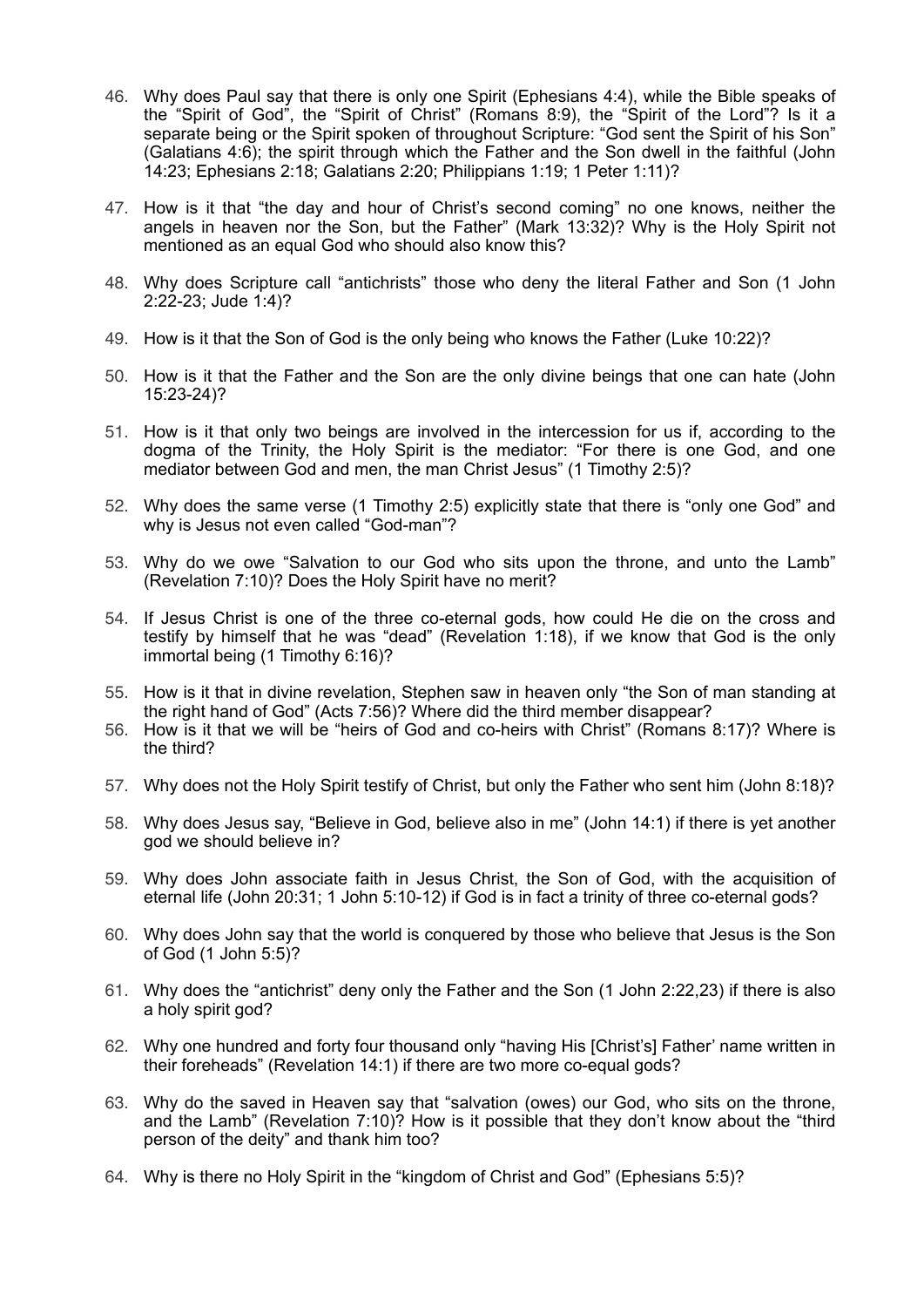46. Why does Paul say that there is only one Spirit (Ephesians 4:4), while the Bible speaks of the "Spirit of God", the "Spirit of Christ" (Romans 8:9), the "Spirit of the Lord"? Is it a separate being or the Spirit spoken of throughout Scripture: "God sent the Spirit of his Son" (Galatians 4:6); the spirit through which the Father and the Son dwell in the faithful (John 14:23; Ephesians 2:18; Galatians 2:20; Philippians 1:19; 1 Peter 1:11)?

47. How is it that "the day and hour of Christ's second coming" no one knows, neither the angels in heaven nor the Son, but the Father" (Mark 13:32)? Why is the Holy Spirit not mentioned as an equal God who should also know this?

48. Why does Scripture call "antichrists" those who deny the literal Father and Son (1 John 2:22-23; Jude 1:4)?

49. How is it that the Son of God is the only being who knows the Father (Luke 10:22)?

50. How is it that the Father and the Son are the only divine beings that one can hate (John 15:23-24)?

51. How is it that only two beings are involved in the intercession for us if, according to the dogma of the Trinity, the Holy Spirit is the mediator: "For there is one God, and one mediator between God and men, the man Christ Jesus" (1 Timothy 2:5)?

52. Why does the same verse (1 Timothy 2:5) explicitly state that there is "only one God" and why is Jesus not even called "God-man"?

53. Why do we owe "Salvation to our God who sits upon the throne, and unto the Lamb" (Revelation 7:10)? Does the Holy Spirit have no merit?

54. If Jesus Christ is one of the three co-eternal gods, how could He die on the cross and testify by himself that he was "dead" (Revelation 1:18), if we know that God is the only immortal being (1 Timothy 6:16)?

55. How is it that in divine revelation, Stephen saw in heaven only "the Son of man standing at the right hand of God" (Acts 7:56)? Where did the third member disappear?

56. How is it that we will be "heirs of God and co-heirs with Christ" (Romans 8:17)? Where is the third?

57. Why does not the Holy Spirit testify of Christ, but only the Father who sent him (John 8:18)?

58. Why does Jesus say, "Believe in God, believe also in me" (John 14:1) if there is yet another god we should believe in?

59. Why does John associate faith in Jesus Christ, the Son of God, with the acquisition of eternal life (John 20:31; 1 John 5:10-12) if God is in fact a trinity of three co-eternal gods?

60. Why does John say that the world is conquered by those who believe that Jesus is the Son of God (1 John 5:5)?

61. Why does the "antichrist" deny only the Father and the Son (1 John 2:22,23) if there is also a holy spirit god?

62. Why one hundred and forty four thousand only "having His [Christ's] Father' name written in their foreheads" (Revelation 14:1) if there are two more co-equal gods?

63. Why do the saved in Heaven say that "salvation (owes) our God, who sits on the throne, and the Lamb" (Revelation 7:10)? How is it possible that they don't know about the "third person of the deity" and thank him too?

64. Why is there no Holy Spirit in the "kingdom of Christ and God" (Ephesians 5:5)?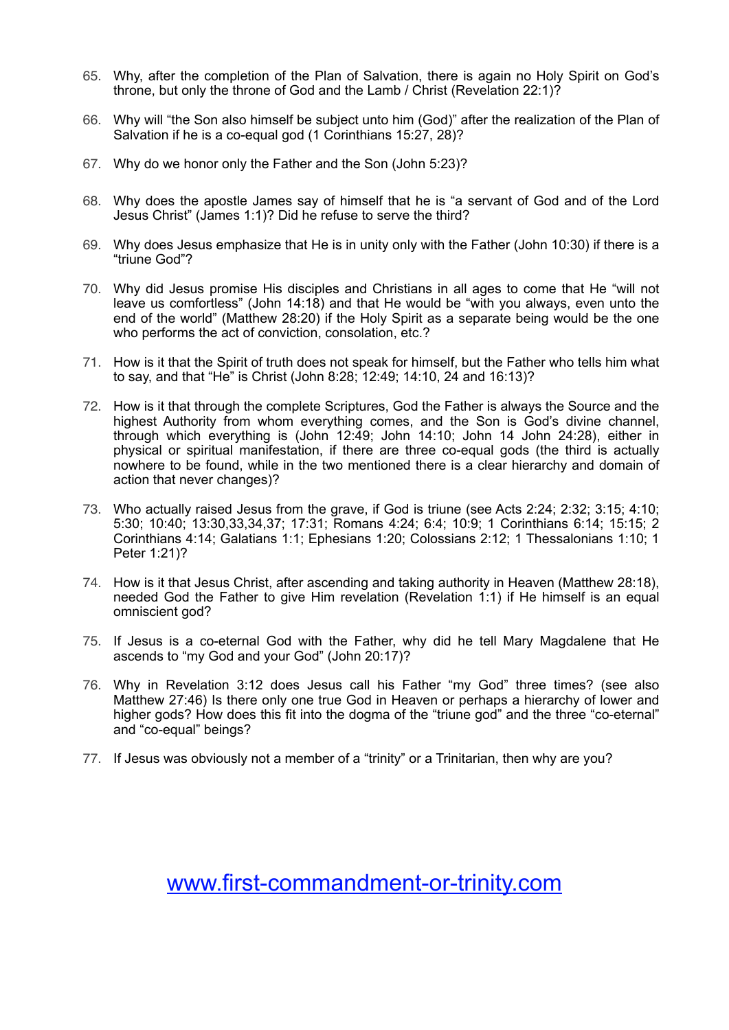65. Why, after the completion of the Plan of Salvation, there is again no Holy Spirit on God's throne, but only the throne of God and the Lamb / Christ (Revelation 22:1)?

66. Why will "the Son also himself be subject unto him (God)" after the realization of the Plan of Salvation if he is a co-equal god (1 Corinthians 15:27, 28)?

67. Why do we honor only the Father and the Son (John 5:23)?

68. Why does the apostle James say of himself that he is "a servant of God and of the Lord Jesus Christ" (James 1:1)? Did he refuse to serve the third?

69. Why does Jesus emphasize that He is in unity only with the Father (John 10:30) if there is a "triune God"?

70. Why did Jesus promise His disciples and Christians in all ages to come that He "will not leave us comfortless" (John 14:18) and that He would be "with you always, even unto the end of the world" (Matthew 28:20) if the Holy Spirit as a separate being would be the one who performs the act of conviction, consolation, etc.?

71. How is it that the Spirit of truth does not speak for himself, but the Father who tells him what to say, and that "He" is Christ (John 8:28; 12:49; 14:10, 24 and 16:13)?

72. How is it that through the complete Scriptures, God the Father is always the Source and the highest Authority from whom everything comes, and the Son is God's divine channel, through which everything is (John 12:49; John 14:10; John 14 John 24:28), either in physical or spiritual manifestation, if there are three co-equal gods (the third is actually nowhere to be found, while in the two mentioned there is a clear hierarchy and domain of action that never changes)?

73. Who actually raised Jesus from the grave, if God is triune (see Acts 2:24; 2:32; 3:15; 4:10; 5:30; 10:40; 13:30,33,34,37; 17:31; Romans 4:24; 6:4; 10:9; 1 Corinthians 6:14; 15:15; 2 Corinthians 4:14; Galatians 1:1; Ephesians 1:20; Colossians 2:12; 1 Thessalonians 1:10; 1 Peter 1:21)?

74. How is it that Jesus Christ, after ascending and taking authority in Heaven (Matthew 28:18), needed God the Father to give Him revelation (Revelation 1:1) if He himself is an equal omniscient god?

75. If Jesus is a co-eternal God with the Father, why did he tell Mary Magdalene that He ascends to "my God and your God" (John 20:17)?

76. Why in Revelation 3:12 does Jesus call his Father "my God" three times? (see also Matthew 27:46) Is there only one true God in Heaven or perhaps a hierarchy of lower and higher gods? How does this fit into the dogma of the "triune god" and the three "co-eternal" and "co-equal" beings?

77. If Jesus was obviously not a member of a "trinity" or a Trinitarian, then why are you?

www.first-commandment-or-trinity.com